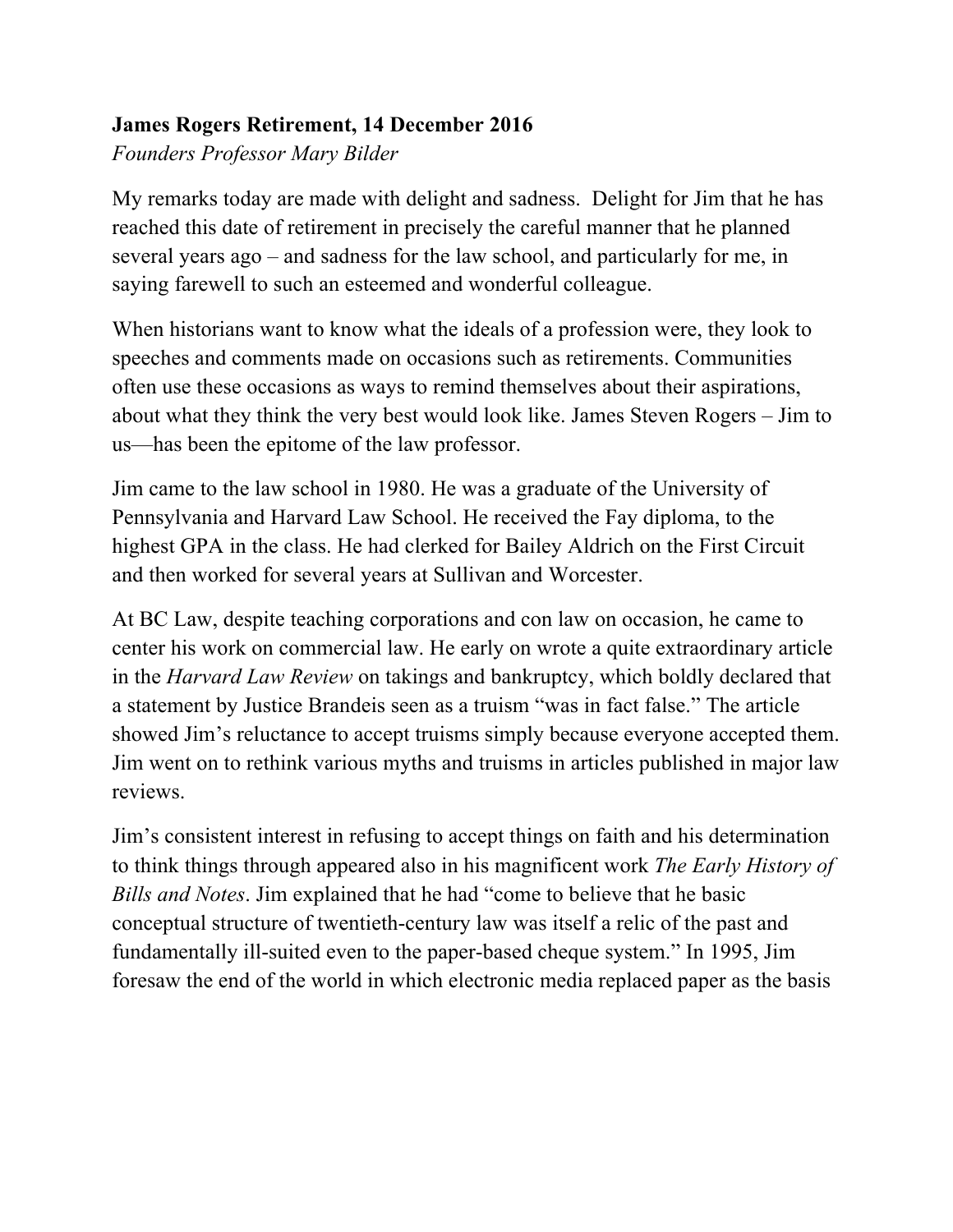**James Rogers Retirement, 14 December 2016**
*Founders Professor Mary Bilder*

My remarks today are made with delight and sadness. Delight for Jim that he has reached this date of retirement in precisely the careful manner that he planned several years ago – and sadness for the law school, and particularly for me, in saying farewell to such an esteemed and wonderful colleague.

When historians want to know what the ideals of a profession were, they look to speeches and comments made on occasions such as retirements. Communities often use these occasions as ways to remind themselves about their aspirations, about what they think the very best would look like. James Steven Rogers – Jim to us—has been the epitome of the law professor.

Jim came to the law school in 1980. He was a graduate of the University of Pennsylvania and Harvard Law School. He received the Fay diploma, to the highest GPA in the class. He had clerked for Bailey Aldrich on the First Circuit and then worked for several years at Sullivan and Worcester.

At BC Law, despite teaching corporations and con law on occasion, he came to center his work on commercial law. He early on wrote a quite extraordinary article in the *Harvard Law Review* on takings and bankruptcy, which boldly declared that a statement by Justice Brandeis seen as a truism "was in fact false." The article showed Jim's reluctance to accept truisms simply because everyone accepted them. Jim went on to rethink various myths and truisms in articles published in major law reviews.

Jim's consistent interest in refusing to accept things on faith and his determination to think things through appeared also in his magnificent work *The Early History of Bills and Notes*. Jim explained that he had "come to believe that he basic conceptual structure of twentieth-century law was itself a relic of the past and fundamentally ill-suited even to the paper-based cheque system." In 1995, Jim foresaw the end of the world in which electronic media replaced paper as the basis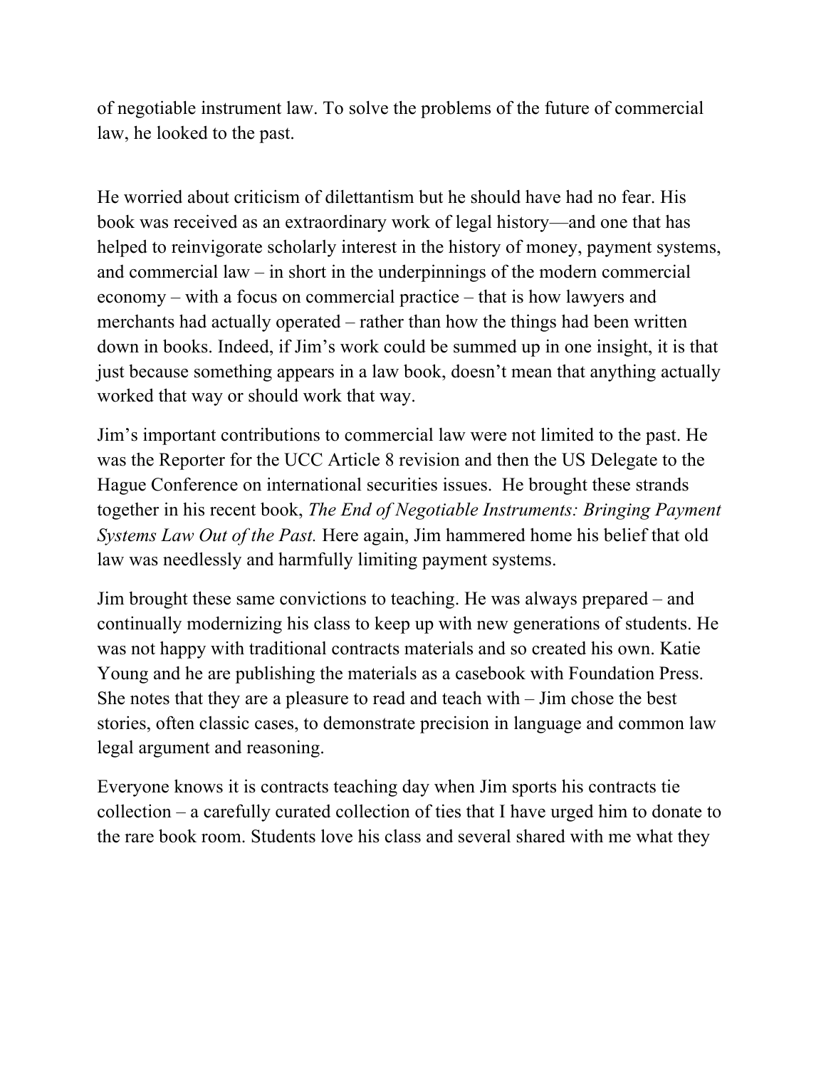of negotiable instrument law. To solve the problems of the future of commercial law, he looked to the past.

He worried about criticism of dilettantism but he should have had no fear. His book was received as an extraordinary work of legal history—and one that has helped to reinvigorate scholarly interest in the history of money, payment systems, and commercial law – in short in the underpinnings of the modern commercial economy – with a focus on commercial practice – that is how lawyers and merchants had actually operated – rather than how the things had been written down in books. Indeed, if Jim's work could be summed up in one insight, it is that just because something appears in a law book, doesn't mean that anything actually worked that way or should work that way.

Jim's important contributions to commercial law were not limited to the past. He was the Reporter for the UCC Article 8 revision and then the US Delegate to the Hague Conference on international securities issues. He brought these strands together in his recent book, *The End of Negotiable Instruments: Bringing Payment Systems Law Out of the Past.* Here again, Jim hammered home his belief that old law was needlessly and harmfully limiting payment systems.

Jim brought these same convictions to teaching. He was always prepared – and continually modernizing his class to keep up with new generations of students. He was not happy with traditional contracts materials and so created his own. Katie Young and he are publishing the materials as a casebook with Foundation Press. She notes that they are a pleasure to read and teach with – Jim chose the best stories, often classic cases, to demonstrate precision in language and common law legal argument and reasoning.

Everyone knows it is contracts teaching day when Jim sports his contracts tie collection – a carefully curated collection of ties that I have urged him to donate to the rare book room. Students love his class and several shared with me what they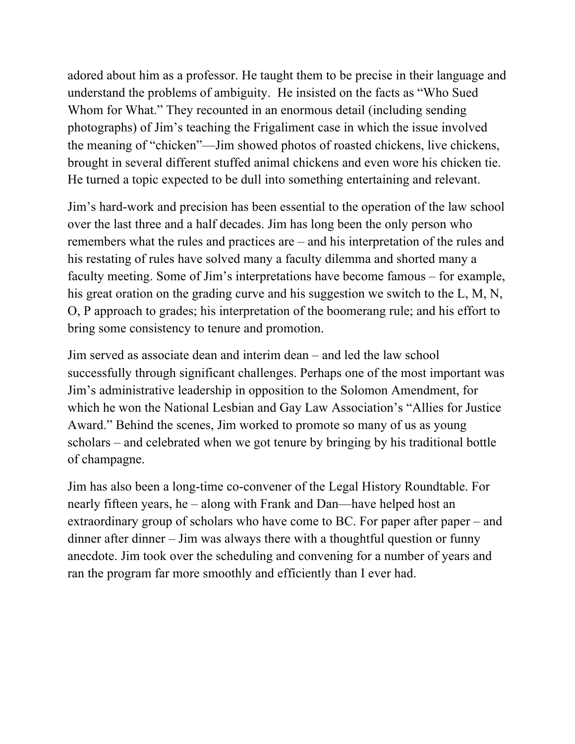adored about him as a professor. He taught them to be precise in their language and understand the problems of ambiguity. He insisted on the facts as "Who Sued Whom for What." They recounted in an enormous detail (including sending photographs) of Jim's teaching the Frigaliment case in which the issue involved the meaning of "chicken"—Jim showed photos of roasted chickens, live chickens, brought in several different stuffed animal chickens and even wore his chicken tie. He turned a topic expected to be dull into something entertaining and relevant.

Jim's hard-work and precision has been essential to the operation of the law school over the last three and a half decades. Jim has long been the only person who remembers what the rules and practices are – and his interpretation of the rules and his restating of rules have solved many a faculty dilemma and shorted many a faculty meeting. Some of Jim's interpretations have become famous – for example, his great oration on the grading curve and his suggestion we switch to the L, M, N, O, P approach to grades; his interpretation of the boomerang rule; and his effort to bring some consistency to tenure and promotion.

Jim served as associate dean and interim dean – and led the law school successfully through significant challenges. Perhaps one of the most important was Jim's administrative leadership in opposition to the Solomon Amendment, for which he won the National Lesbian and Gay Law Association's "Allies for Justice Award." Behind the scenes, Jim worked to promote so many of us as young scholars – and celebrated when we got tenure by bringing by his traditional bottle of champagne.

Jim has also been a long-time co-convener of the Legal History Roundtable. For nearly fifteen years, he – along with Frank and Dan—have helped host an extraordinary group of scholars who have come to BC. For paper after paper – and dinner after dinner – Jim was always there with a thoughtful question or funny anecdote. Jim took over the scheduling and convening for a number of years and ran the program far more smoothly and efficiently than I ever had.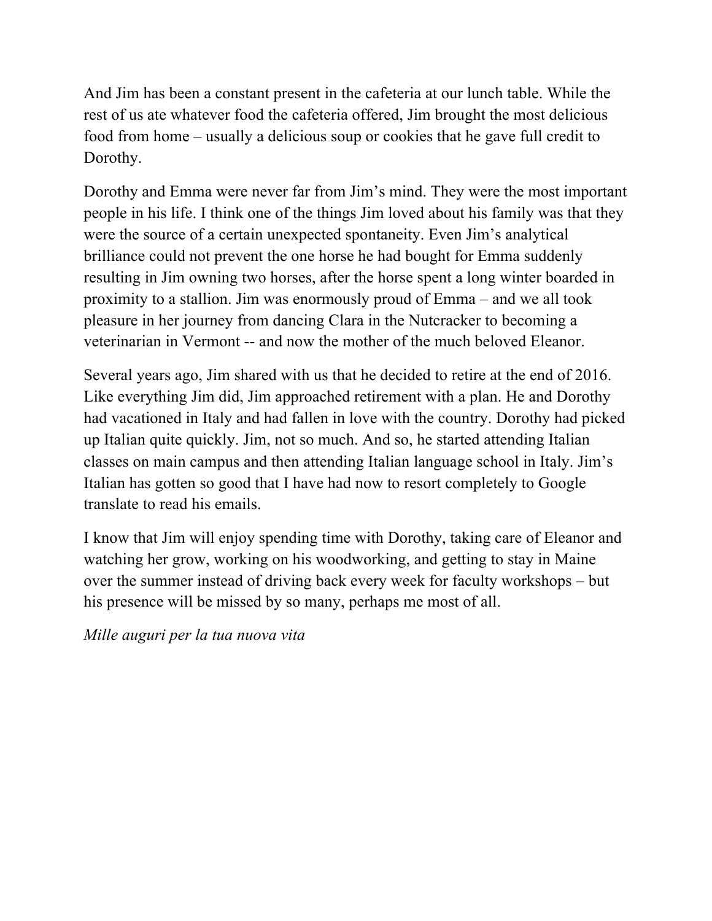And Jim has been a constant present in the cafeteria at our lunch table. While the rest of us ate whatever food the cafeteria offered, Jim brought the most delicious food from home – usually a delicious soup or cookies that he gave full credit to Dorothy.

Dorothy and Emma were never far from Jim's mind. They were the most important people in his life. I think one of the things Jim loved about his family was that they were the source of a certain unexpected spontaneity. Even Jim's analytical brilliance could not prevent the one horse he had bought for Emma suddenly resulting in Jim owning two horses, after the horse spent a long winter boarded in proximity to a stallion. Jim was enormously proud of Emma – and we all took pleasure in her journey from dancing Clara in the Nutcracker to becoming a veterinarian in Vermont -- and now the mother of the much beloved Eleanor.

Several years ago, Jim shared with us that he decided to retire at the end of 2016. Like everything Jim did, Jim approached retirement with a plan. He and Dorothy had vacationed in Italy and had fallen in love with the country. Dorothy had picked up Italian quite quickly. Jim, not so much. And so, he started attending Italian classes on main campus and then attending Italian language school in Italy. Jim's Italian has gotten so good that I have had now to resort completely to Google translate to read his emails.

I know that Jim will enjoy spending time with Dorothy, taking care of Eleanor and watching her grow, working on his woodworking, and getting to stay in Maine over the summer instead of driving back every week for faculty workshops – but his presence will be missed by so many, perhaps me most of all.

*Mille auguri per la tua nuova vita*